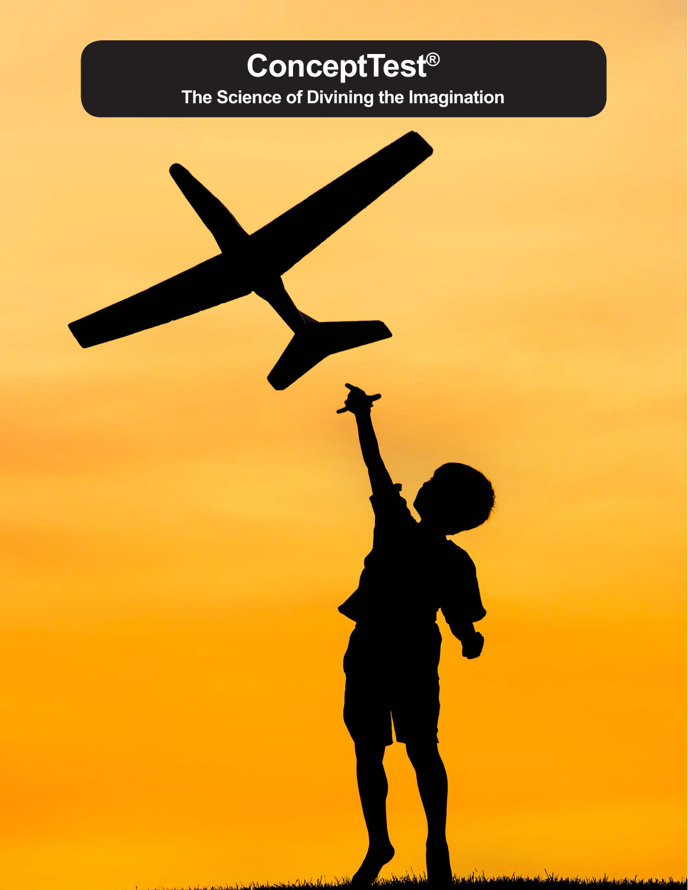# ConceptTest®

**The Science of Divining the Imagination**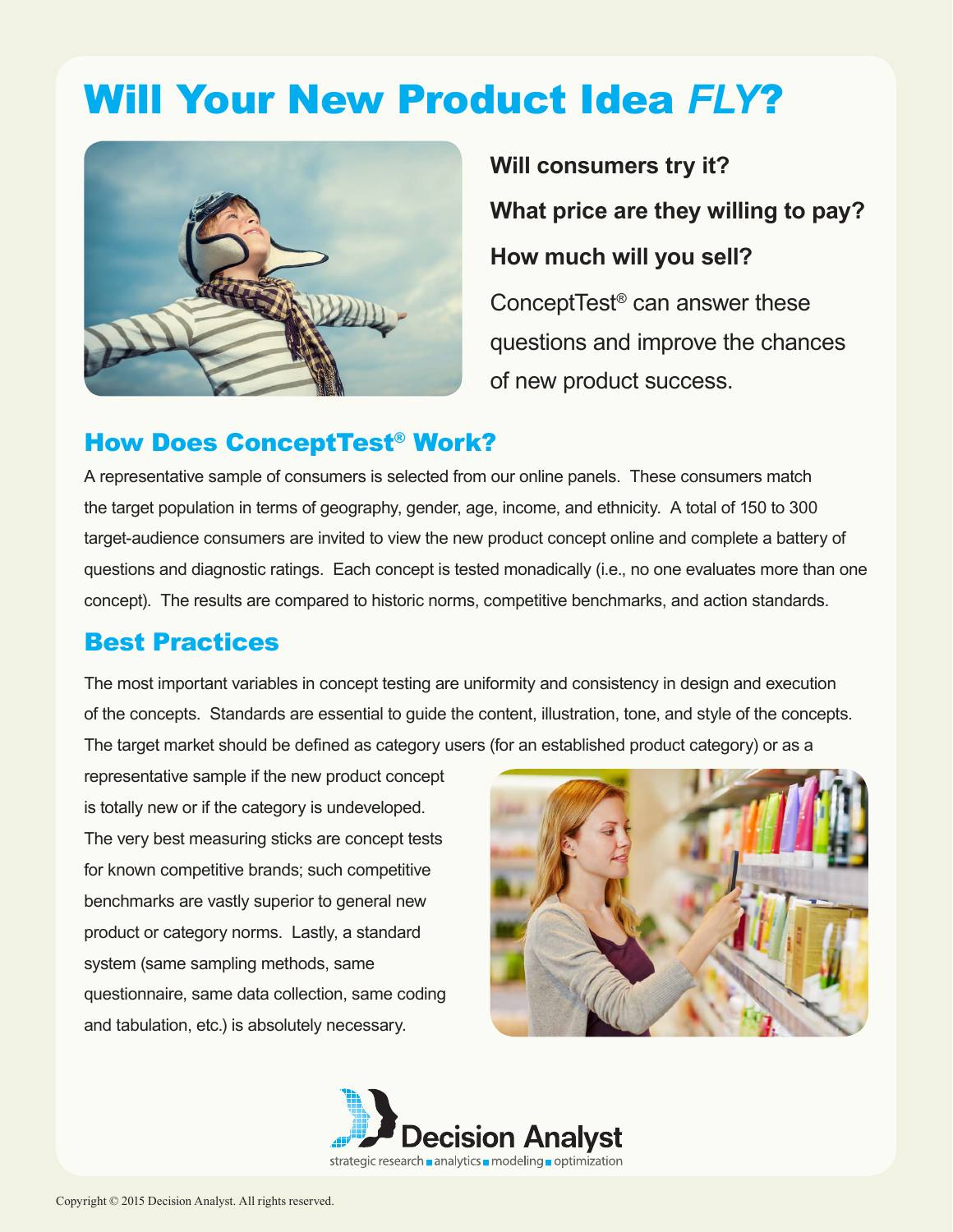# Will Your New Product Idea *FLY*?

**Will consumers try it?**

**What price are they willing to pay?**

**How much will you sell?**

ConceptTest® can answer these questions and improve the chances of new product success.

## How Does ConceptTest® Work?

A representative sample of consumers is selected from our online panels. These consumers match the target population in terms of geography, gender, age, income, and ethnicity. A total of 150 to 300 target-audience consumers are invited to view the new product concept online and complete a battery of questions and diagnostic ratings. Each concept is tested monadically (i.e., no one evaluates more than one concept). The results are compared to historic norms, competitive benchmarks, and action standards.

## Best Practices

The most important variables in concept testing are uniformity and consistency in design and execution of the concepts. Standards are essential to guide the content, illustration, tone, and style of the concepts. The target market should be defined as category users (for an established product category) or as a representative sample if the new product concept is totally new or if the category is undeveloped. The very best measuring sticks are concept tests for known competitive brands; such competitive benchmarks are vastly superior to general new product or category norms. Lastly, a standard system (same sampling methods, same questionnaire, same data collection, same coding and tabulation, etc.) is absolutely necessary.

Decision Analyst

strategic research ▪ analytics ▪ modeling ▪ optimization

Copyright © 2015 Decision Analyst. All rights reserved.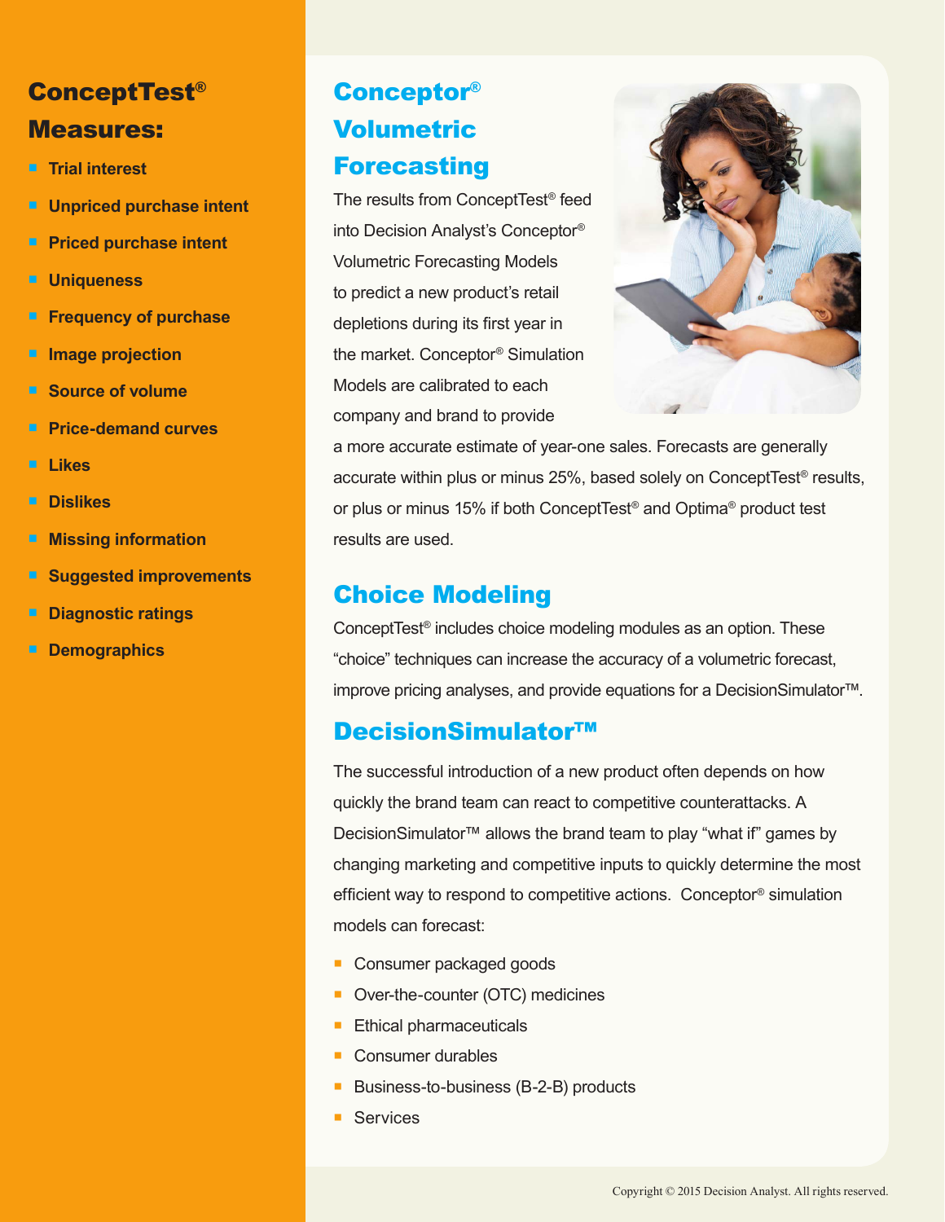## ConceptTest® Measures:

- Trial interest
- Unpriced purchase intent
- Priced purchase intent
- Uniqueness
- Frequency of purchase
- Image projection
- Source of volume
- Price-demand curves
- Likes
- Dislikes
- Missing information
- Suggested improvements
- Diagnostic ratings
- Demographics

## Conceptor® Volumetric Forecasting

The results from ConceptTest® feed into Decision Analyst's Conceptor® Volumetric Forecasting Models to predict a new product's retail depletions during its first year in the market. Conceptor® Simulation Models are calibrated to each company and brand to provide a more accurate estimate of year-one sales. Forecasts are generally accurate within plus or minus 25%, based solely on ConceptTest® results, or plus or minus 15% if both ConceptTest® and Optima® product test results are used.

## Choice Modeling

ConceptTest® includes choice modeling modules as an option. These "choice" techniques can increase the accuracy of a volumetric forecast, improve pricing analyses, and provide equations for a DecisionSimulator™.

## DecisionSimulator™

The successful introduction of a new product often depends on how quickly the brand team can react to competitive counterattacks. A DecisionSimulator™ allows the brand team to play "what if" games by changing marketing and competitive inputs to quickly determine the most efficient way to respond to competitive actions. Conceptor® simulation models can forecast:

- Consumer packaged goods
- Over-the-counter (OTC) medicines
- Ethical pharmaceuticals
- Consumer durables
- Business-to-business (B-2-B) products
- Services

Copyright © 2015 Decision Analyst. All rights reserved.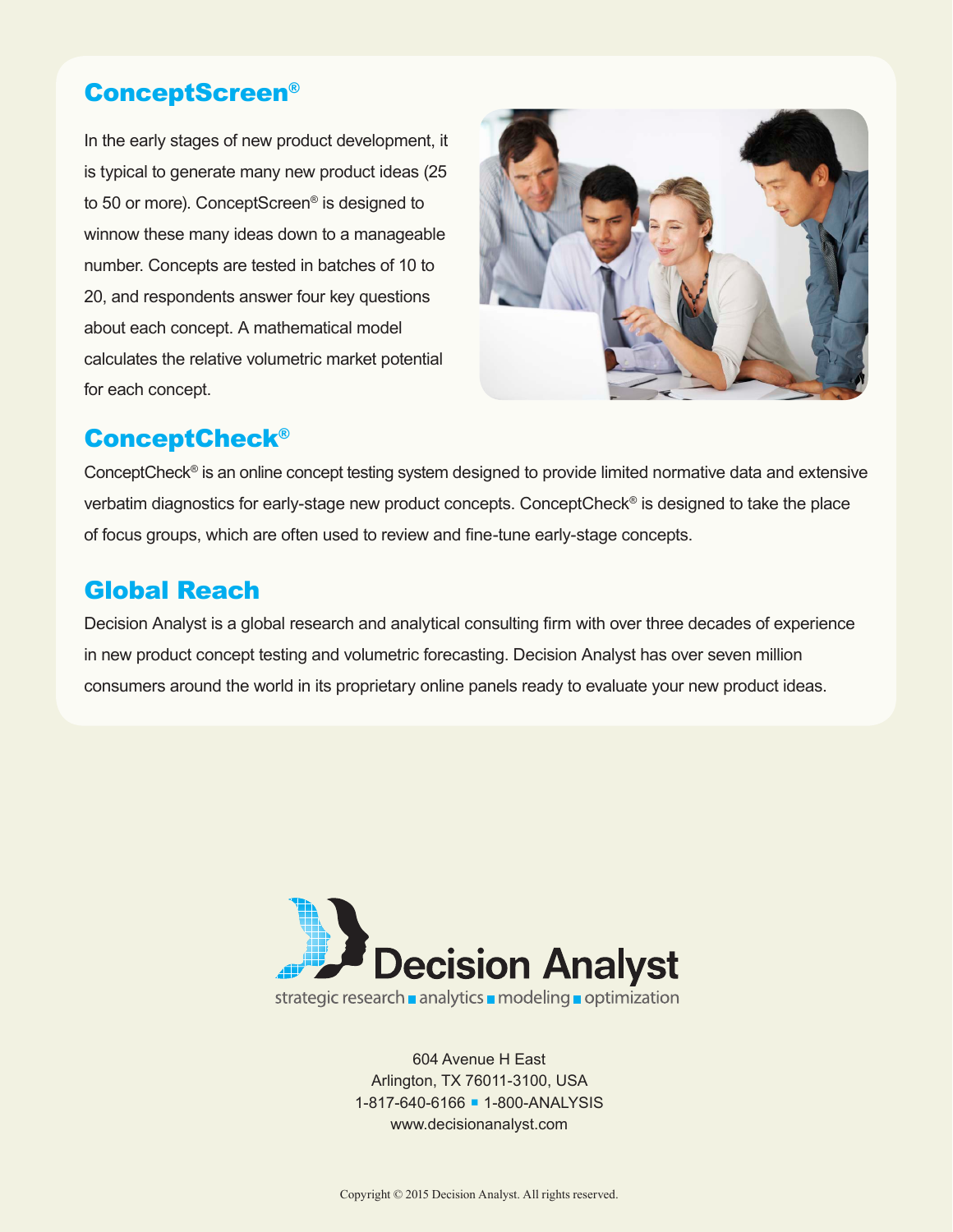## ConceptScreen®

In the early stages of new product development, it is typical to generate many new product ideas (25 to 50 or more). ConceptScreen® is designed to winnow these many ideas down to a manageable number. Concepts are tested in batches of 10 to 20, and respondents answer four key questions about each concept. A mathematical model calculates the relative volumetric market potential for each concept.

## ConceptCheck®

ConceptCheck® is an online concept testing system designed to provide limited normative data and extensive verbatim diagnostics for early-stage new product concepts. ConceptCheck® is designed to take the place of focus groups, which are often used to review and fine-tune early-stage concepts.

## Global Reach

Decision Analyst is a global research and analytical consulting firm with over three decades of experience in new product concept testing and volumetric forecasting. Decision Analyst has over seven million consumers around the world in its proprietary online panels ready to evaluate your new product ideas.

Decision Analyst

strategic research ▪ analytics ▪ modeling ▪ optimization

604 Avenue H East
Arlington, TX 76011-3100, USA
1-817-640-6166 ▪ 1-800-ANALYSIS
www.decisionanalyst.com

Copyright © 2015 Decision Analyst. All rights reserved.